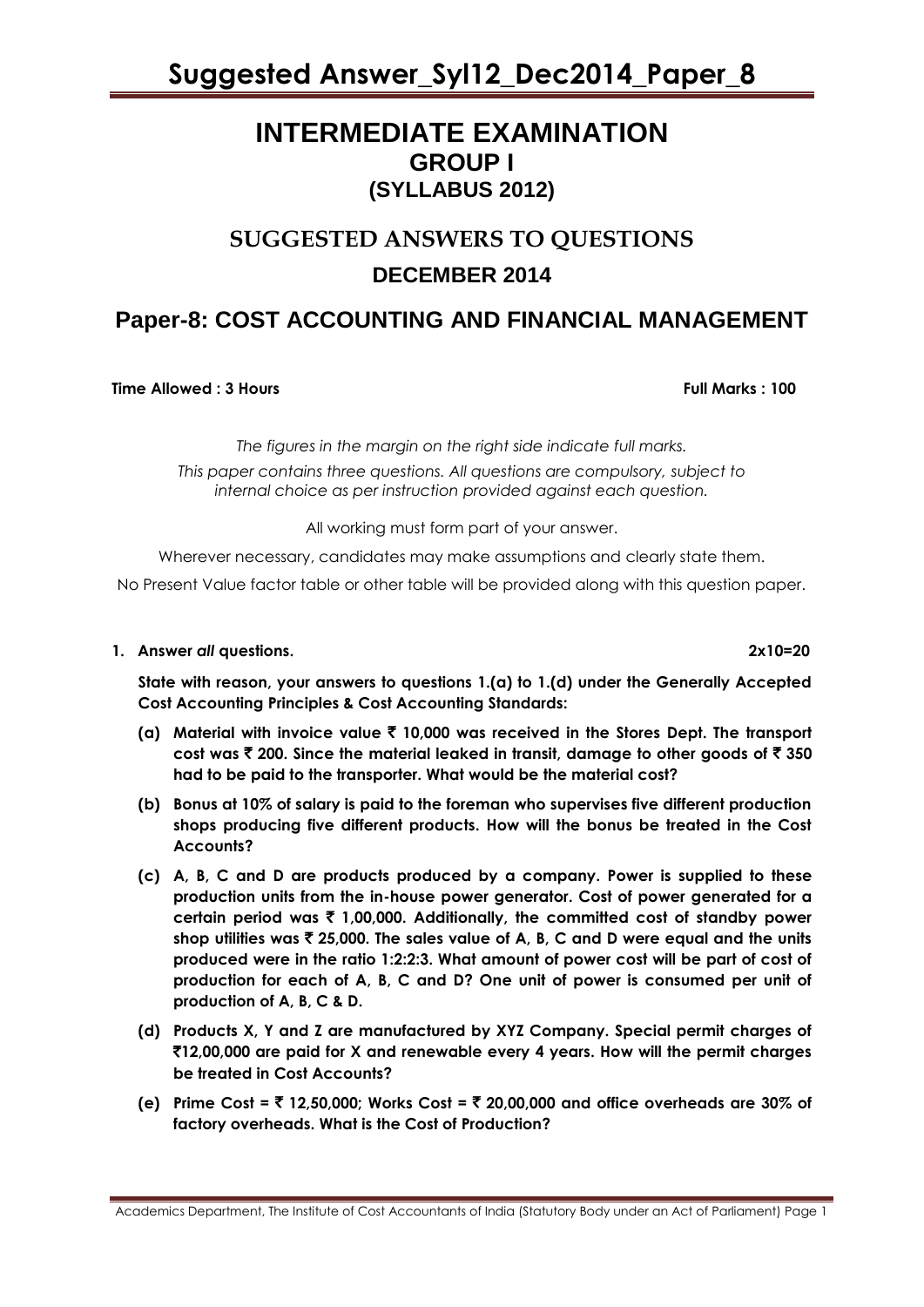# INTERMEDIATE EXAMINATION
## GROUP I
## (SYLLABUS 2012)

## SUGGESTED ANSWERS TO QUESTIONS
## DECEMBER 2014

## Paper-8: COST ACCOUNTING AND FINANCIAL MANAGEMENT

**Time Allowed : 3 Hours** **Full Marks : 100**

*The figures in the margin on the right side indicate full marks.*

*This paper contains three questions. All questions are compulsory, subject to internal choice as per instruction provided against each question.*

All working must form part of your answer.

Wherever necessary, candidates may make assumptions and clearly state them.

No Present Value factor table or other table will be provided along with this question paper.

**1. Answer *all* questions. 2x10=20**

**State with reason, your answers to questions 1.(a) to 1.(d) under the Generally Accepted Cost Accounting Principles & Cost Accounting Standards:**

**(a) Material with invoice value ₹ 10,000 was received in the Stores Dept. The transport cost was ₹ 200. Since the material leaked in transit, damage to other goods of ₹ 350 had to be paid to the transporter. What would be the material cost?**

**(b) Bonus at 10% of salary is paid to the foreman who supervises five different production shops producing five different products. How will the bonus be treated in the Cost Accounts?**

**(c) A, B, C and D are products produced by a company. Power is supplied to these production units from the in-house power generator. Cost of power generated for a certain period was ₹ 1,00,000. Additionally, the committed cost of standby power shop utilities was ₹ 25,000. The sales value of A, B, C and D were equal and the units produced were in the ratio 1:2:2:3. What amount of power cost will be part of cost of production for each of A, B, C and D? One unit of power is consumed per unit of production of A, B, C & D.**

**(d) Products X, Y and Z are manufactured by XYZ Company. Special permit charges of ₹12,00,000 are paid for X and renewable every 4 years. How will the permit charges be treated in Cost Accounts?**

**(e) Prime Cost = ₹ 12,50,000; Works Cost = ₹ 20,00,000 and office overheads are 30% of factory overheads. What is the Cost of Production?**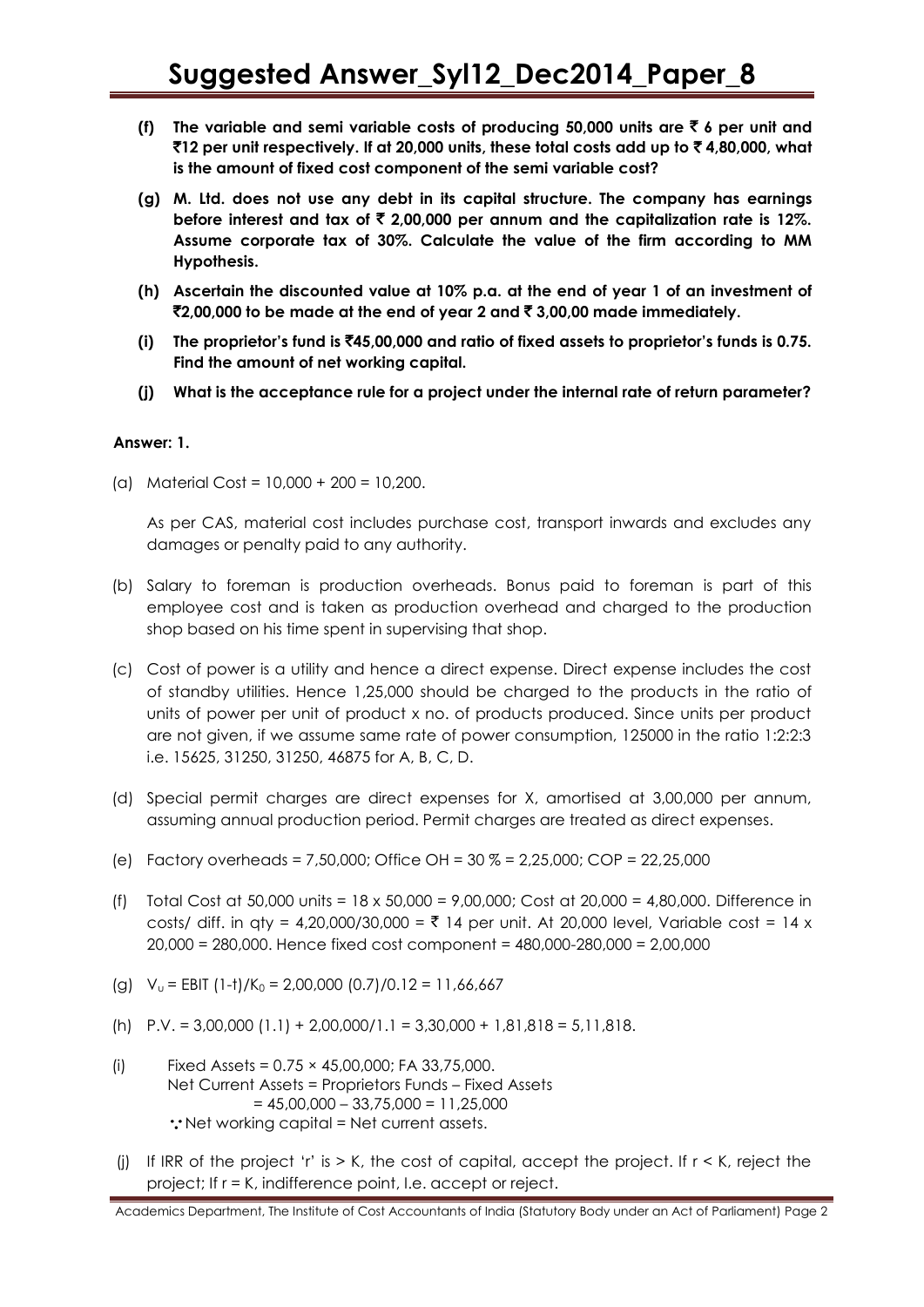- **(f) The variable and semi variable costs of producing 50,000 units are ₹ 6 per unit and ₹12 per unit respectively. If at 20,000 units, these total costs add up to ₹ 4,80,000, what is the amount of fixed cost component of the semi variable cost?**
- **(g) M. Ltd. does not use any debt in its capital structure. The company has earnings before interest and tax of ₹ 2,00,000 per annum and the capitalization rate is 12%. Assume corporate tax of 30%. Calculate the value of the firm according to MM Hypothesis.**
- **(h) Ascertain the discounted value at 10% p.a. at the end of year 1 of an investment of ₹2,00,000 to be made at the end of year 2 and ₹ 3,00,00 made immediately.**
- **(i) The proprietor's fund is ₹45,00,000 and ratio of fixed assets to proprietor's funds is 0.75. Find the amount of net working capital.**
- **(j) What is the acceptance rule for a project under the internal rate of return parameter?**

**Answer: 1.**

(a) Material Cost = 10,000 + 200 = 10,200.

As per CAS, material cost includes purchase cost, transport inwards and excludes any damages or penalty paid to any authority.

(b) Salary to foreman is production overheads. Bonus paid to foreman is part of this employee cost and is taken as production overhead and charged to the production shop based on his time spent in supervising that shop.

(c) Cost of power is a utility and hence a direct expense. Direct expense includes the cost of standby utilities. Hence 1,25,000 should be charged to the products in the ratio of units of power per unit of product x no. of products produced. Since units per product are not given, if we assume same rate of power consumption, 125000 in the ratio 1:2:2:3 i.e. 15625, 31250, 31250, 46875 for A, B, C, D.

(d) Special permit charges are direct expenses for X, amortised at 3,00,000 per annum, assuming annual production period. Permit charges are treated as direct expenses.

(e) Factory overheads = 7,50,000; Office OH = 30 % = 2,25,000; COP = 22,25,000

(f) Total Cost at 50,000 units = 18 x 50,000 = 9,00,000; Cost at 20,000 = 4,80,000. Difference in costs/ diff. in qty = 4,20,000/30,000 = ₹ 14 per unit. At 20,000 level, Variable cost = 14 x 20,000 = 280,000. Hence fixed cost component = 480,000-280,000 = 2,00,000

(g) $V_u$ = EBIT (1-t)/$K_0$ = 2,00,000 (0.7)/0.12 = 11,66,667

(h) P.V. = 3,00,000 (1.1) + 2,00,000/1.1 = 3,30,000 + 1,81,818 = 5,11,818.

(i) Fixed Assets = 0.75 × 45,00,000; FA 33,75,000.
Net Current Assets = Proprietors Funds – Fixed Assets
= 45,00,000 – 33,75,000 = 11,25,000
∵ Net working capital = Net current assets.

(j) If IRR of the project 'r' is > K, the cost of capital, accept the project. If r < K, reject the project; If r = K, indifference point, I.e. accept or reject.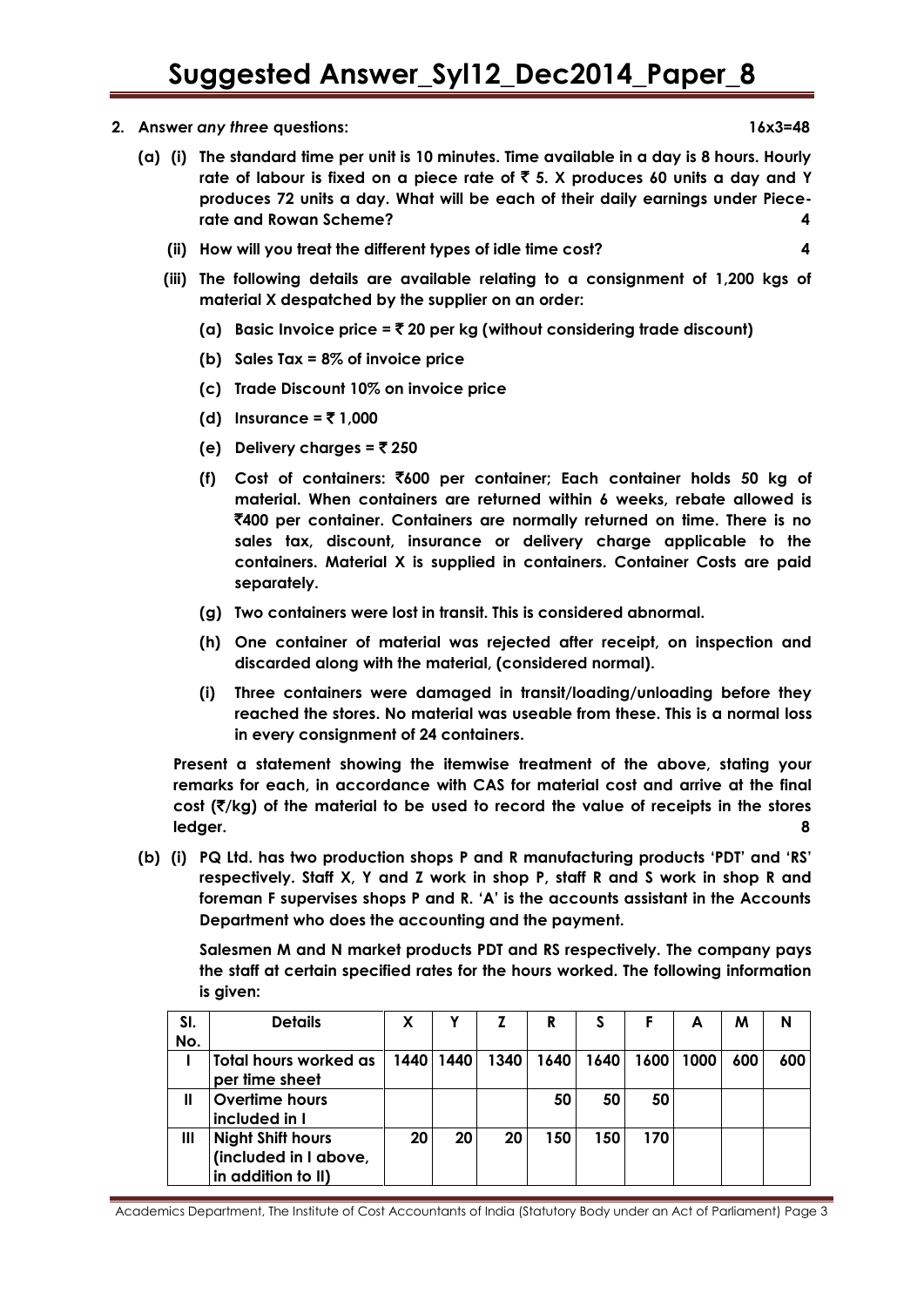**2. Answer *any three* questions: 16x3=48**

**(a) (i) The standard time per unit is 10 minutes. Time available in a day is 8 hours. Hourly rate of labour is fixed on a piece rate of ₹ 5. X produces 60 units a day and Y produces 72 units a day. What will be each of their daily earnings under Piece-rate and Rowan Scheme? 4**

**(ii) How will you treat the different types of idle time cost? 4**

**(iii) The following details are available relating to a consignment of 1,200 kgs of material X despatched by the supplier on an order:**

**(a) Basic Invoice price = ₹ 20 per kg (without considering trade discount)**

**(b) Sales Tax = 8% of invoice price**

**(c) Trade Discount 10% on invoice price**

**(d) Insurance = ₹ 1,000**

**(e) Delivery charges = ₹ 250**

**(f) Cost of containers: ₹600 per container; Each container holds 50 kg of material. When containers are returned within 6 weeks, rebate allowed is ₹400 per container. Containers are normally returned on time. There is no sales tax, discount, insurance or delivery charge applicable to the containers. Material X is supplied in containers. Container Costs are paid separately.**

**(g) Two containers were lost in transit. This is considered abnormal.**

**(h) One container of material was rejected after receipt, on inspection and discarded along with the material, (considered normal).**

**(i) Three containers were damaged in transit/loading/unloading before they reached the stores. No material was useable from these. This is a normal loss in every consignment of 24 containers.**

**Present a statement showing the itemwise treatment of the above, stating your remarks for each, in accordance with CAS for material cost and arrive at the final cost (₹/kg) of the material to be used to record the value of receipts in the stores ledger. 8**

**(b) (i) PQ Ltd. has two production shops P and R manufacturing products 'PDT' and 'RS' respectively. Staff X, Y and Z work in shop P, staff R and S work in shop R and foreman F supervises shops P and R. 'A' is the accounts assistant in the Accounts Department who does the accounting and the payment.**

**Salesmen M and N market products PDT and RS respectively. The company pays the staff at certain specified rates for the hours worked. The following information is given:**

| Sl. No. | Details | X | Y | Z | R | S | F | A | M | N |
|---|---|---|---|---|---|---|---|---|---|---|
| I | Total hours worked as per time sheet | 1440 | 1440 | 1340 | 1640 | 1640 | 1600 | 1000 | 600 | 600 |
| II | Overtime hours included in I | | | | 50 | 50 | 50 | | | |
| III | Night Shift hours (included in I above, in addition to II) | 20 | 20 | 20 | 150 | 150 | 170 | | | |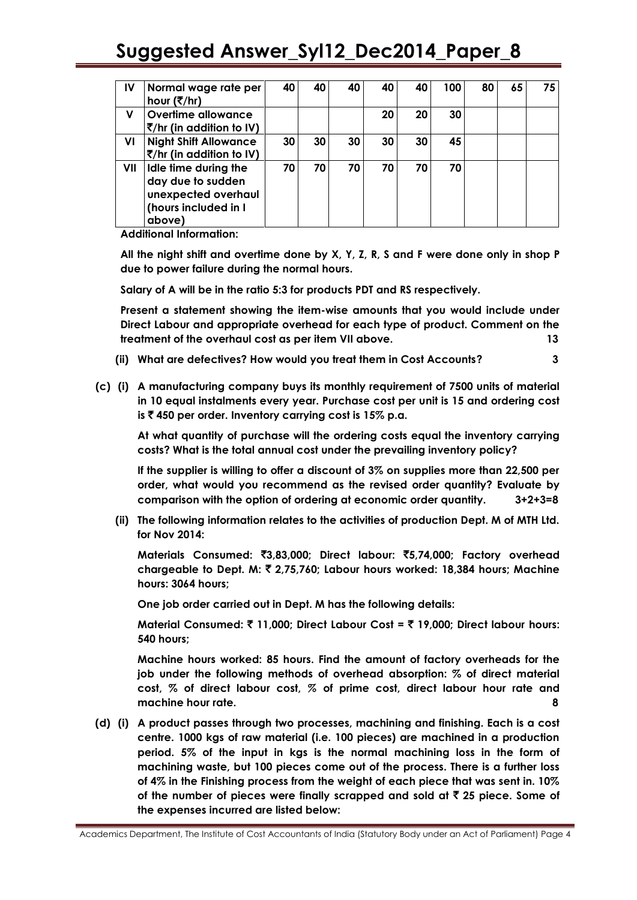| | | | | | | | | | | |
|---|---|---|---|---|---|---|---|---|---|---|
| IV | Normal wage rate per hour (₹/hr) | 40 | 40 | 40 | 40 | 40 | 100 | 80 | 65 | 75 |
| V | Overtime allowance ₹/hr (in addition to IV) | | | | 20 | 20 | 30 | | | |
| VI | Night Shift Allowance ₹/hr (in addition to IV) | 30 | 30 | 30 | 30 | 30 | 45 | | | |
| VII | Idle time during the day due to sudden unexpected overhaul (hours included in I above) | 70 | 70 | 70 | 70 | 70 | 70 | | | |

**Additional Information:**

**All the night shift and overtime done by X, Y, Z, R, S and F were done only in shop P due to power failure during the normal hours.**

**Salary of A will be in the ratio 5:3 for products PDT and RS respectively.**

**Present a statement showing the item-wise amounts that you would include under Direct Labour and appropriate overhead for each type of product. Comment on the treatment of the overhaul cost as per item VII above.** **13**

**(ii) What are defectives? How would you treat them in Cost Accounts?** **3**

**(c) (i) A manufacturing company buys its monthly requirement of 7500 units of material in 10 equal instalments every year. Purchase cost per unit is 15 and ordering cost is ₹ 450 per order. Inventory carrying cost is 15% p.a.**

**At what quantity of purchase will the ordering costs equal the inventory carrying costs? What is the total annual cost under the prevailing inventory policy?**

**If the supplier is willing to offer a discount of 3% on supplies more than 22,500 per order, what would you recommend as the revised order quantity? Evaluate by comparison with the option of ordering at economic order quantity.** **3+2+3=8**

**(ii) The following information relates to the activities of production Dept. M of MTH Ltd. for Nov 2014:**

**Materials Consumed: ₹3,83,000; Direct labour: ₹5,74,000; Factory overhead chargeable to Dept. M: ₹ 2,75,760; Labour hours worked: 18,384 hours; Machine hours: 3064 hours;**

**One job order carried out in Dept. M has the following details:**

**Material Consumed: ₹ 11,000; Direct Labour Cost = ₹ 19,000; Direct labour hours: 540 hours;**

**Machine hours worked: 85 hours. Find the amount of factory overheads for the job under the following methods of overhead absorption: % of direct material cost, % of direct labour cost, % of prime cost, direct labour hour rate and machine hour rate.** **8**

**(d) (i) A product passes through two processes, machining and finishing. Each is a cost centre. 1000 kgs of raw material (i.e. 100 pieces) are machined in a production period. 5% of the input in kgs is the normal machining loss in the form of machining waste, but 100 pieces come out of the process. There is a further loss of 4% in the Finishing process from the weight of each piece that was sent in. 10% of the number of pieces were finally scrapped and sold at ₹ 25 piece. Some of the expenses incurred are listed below:**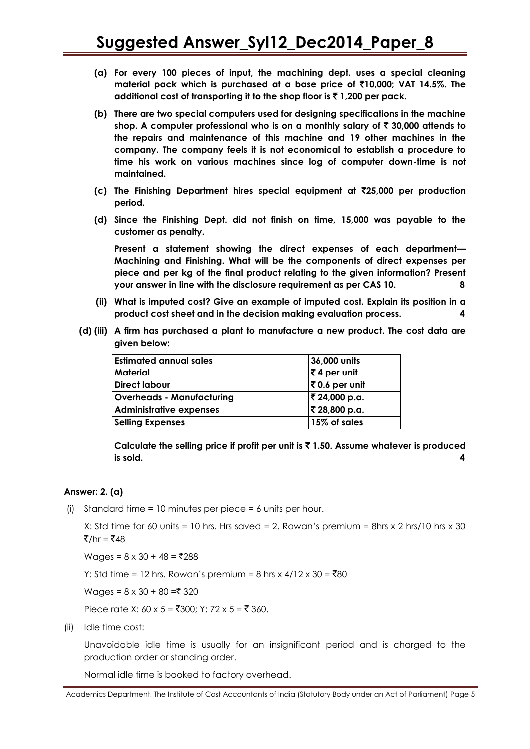- **(a) For every 100 pieces of input, the machining dept. uses a special cleaning material pack which is purchased at a base price of ₹10,000; VAT 14.5%. The additional cost of transporting it to the shop floor is ₹ 1,200 per pack.**

- **(b) There are two special computers used for designing specifications in the machine shop. A computer professional who is on a monthly salary of ₹ 30,000 attends to the repairs and maintenance of this machine and 19 other machines in the company. The company feels it is not economical to establish a procedure to time his work on various machines since log of computer down-time is not maintained.**

- **(c) The Finishing Department hires special equipment at ₹25,000 per production period.**

- **(d) Since the Finishing Dept. did not finish on time, 15,000 was payable to the customer as penalty.**

  **Present a statement showing the direct expenses of each department— Machining and Finishing. What will be the components of direct expenses per piece and per kg of the final product relating to the given information? Present your answer in line with the disclosure requirement as per CAS 10.** **8**

**(ii) What is imputed cost? Give an example of imputed cost. Explain its position in a product cost sheet and in the decision making evaluation process.** **4**

**(d) (iii) A firm has purchased a plant to manufacture a new product. The cost data are given below:**

| | |
|---|---|
| **Estimated annual sales** | **36,000 units** |
| **Material** | **₹ 4 per unit** |
| **Direct labour** | **₹ 0.6 per unit** |
| **Overheads - Manufacturing** | **₹ 24,000 p.a.** |
| **Administrative expenses** | **₹ 28,800 p.a.** |
| **Selling Expenses** | **15% of sales** |

**Calculate the selling price if profit per unit is ₹ 1.50. Assume whatever is produced is sold.** **4**

**Answer: 2. (a)**

(i) Standard time = 10 minutes per piece = 6 units per hour.

X: Std time for 60 units = 10 hrs. Hrs saved = 2. Rowan's premium = 8hrs x 2 hrs/10 hrs x 30 ₹/hr = ₹48

Wages = 8 x 30 + 48 = ₹288

Y: Std time = 12 hrs. Rowan's premium = 8 hrs x 4/12 x 30 = ₹80

Wages = 8 x 30 + 80 =₹ 320

Piece rate X: 60 x 5 = ₹300; Y: 72 x 5 = ₹ 360.

(ii) Idle time cost:

Unavoidable idle time is usually for an insignificant period and is charged to the production order or standing order.

Normal idle time is booked to factory overhead.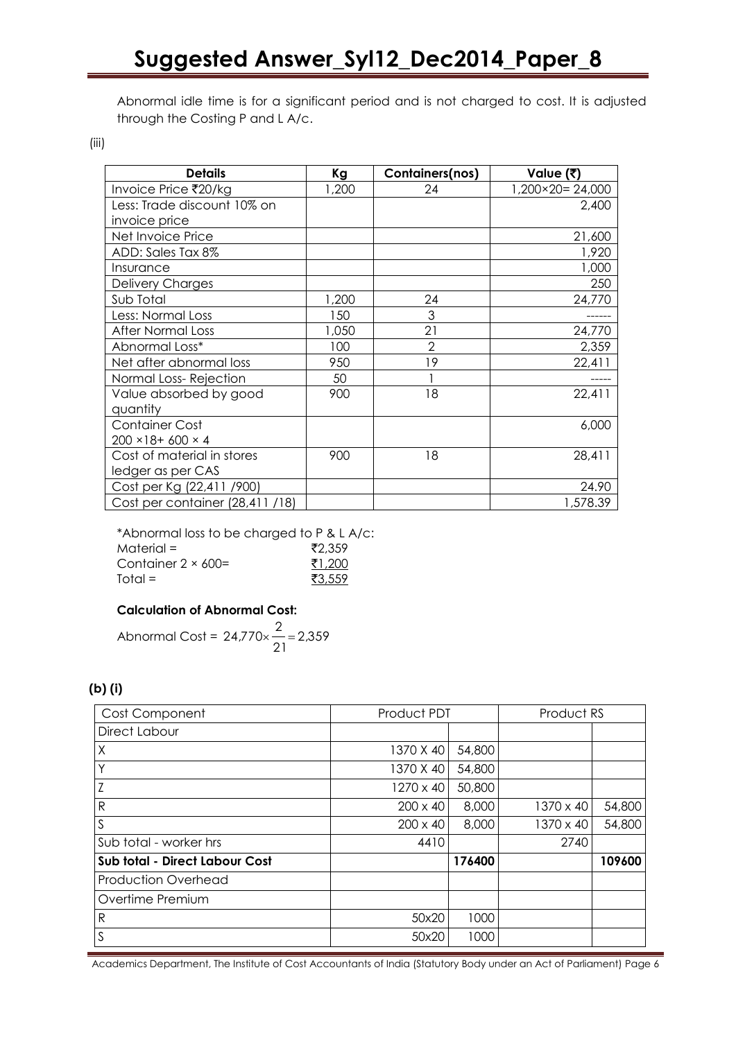Abnormal idle time is for a significant period and is not charged to cost. It is adjusted through the Costing P and L A/c.

(iii)

| Details | Kg | Containers(nos) | Value (₹) |
|---|---|---|---|
| Invoice Price ₹20/kg | 1,200 | 24 | 1,200×20= 24,000 |
| Less: Trade discount 10% on invoice price | | | 2,400 |
| Net Invoice Price | | | 21,600 |
| ADD: Sales Tax 8% | | | 1,920 |
| Insurance | | | 1,000 |
| Delivery Charges | | | 250 |
| Sub Total | 1,200 | 24 | 24,770 |
| Less: Normal Loss | 150 | 3 | ------ |
| After Normal Loss | 1,050 | 21 | 24,770 |
| Abnormal Loss* | 100 | 2 | 2,359 |
| Net after abnormal loss | 950 | 19 | 22,411 |
| Normal Loss- Rejection | 50 | 1 | ----- |
| Value absorbed by good quantity | 900 | 18 | 22,411 |
| Container Cost 200 ×18+ 600 × 4 | | | 6,000 |
| Cost of material in stores ledger as per CAS | 900 | 18 | 28,411 |
| Cost per Kg (22,411 /900) | | | 24.90 |
| Cost per container (28,411 /18) | | | 1,578.39 |

*Abnormal loss to be charged to P & L A/c:

| | |
|---|---|
| Material = | ₹2,359 |
| Container 2 × 600= | ₹1,200 |
| Total = | ₹3,559 |

**Calculation of Abnormal Cost:**

Abnormal Cost = $24{,}770 \times \frac{2}{21} = 2{,}359$

**(b) (i)**

| Cost Component | Product PDT | | Product RS | |
|---|---|---|---|---|
| Direct Labour | | | | |
| X | 1370 X 40 | 54,800 | | |
| Y | 1370 X 40 | 54,800 | | |
| Z | 1270 x 40 | 50,800 | | |
| R | 200 x 40 | 8,000 | 1370 x 40 | 54,800 |
| S | 200 x 40 | 8,000 | 1370 x 40 | 54,800 |
| Sub total - worker hrs | 4410 | | 2740 | |
| **Sub total - Direct Labour Cost** | | **176400** | | **109600** |
| Production Overhead | | | | |
| Overtime Premium | | | | |
| R | 50x20 | 1000 | | |
| S | 50x20 | 1000 | | |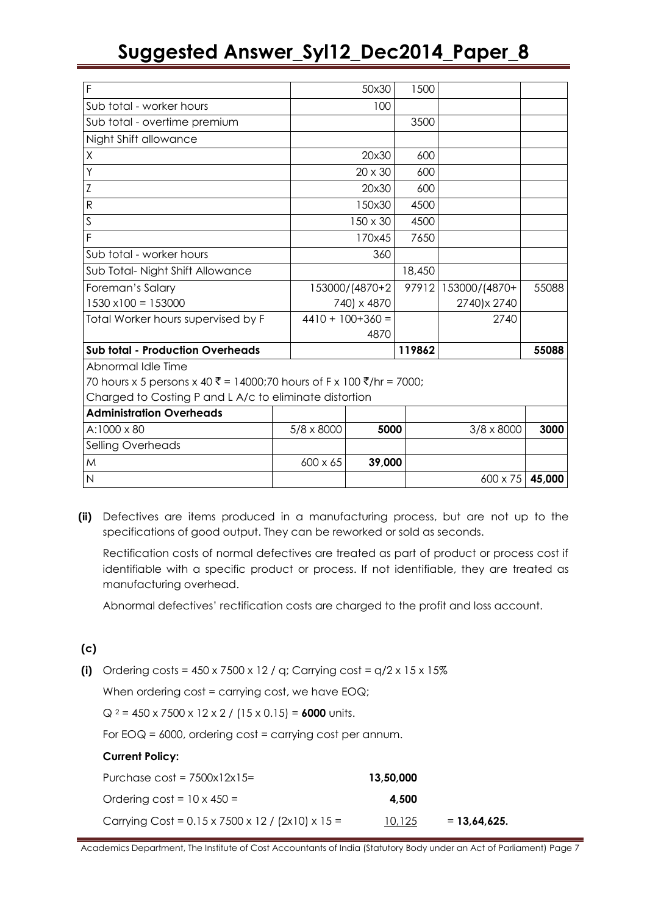| | | | | | |
|---|---|---|---|---|---|
| F | | 50x30 | 1500 | | |
| Sub total - worker hours | | 100 | | | |
| Sub total - overtime premium | | | 3500 | | |
| Night Shift allowance | | | | | |
| X | | 20x30 | 600 | | |
| Y | | 20 x 30 | 600 | | |
| Z | | 20x30 | 600 | | |
| R | | 150x30 | 4500 | | |
| S | | 150 x 30 | 4500 | | |
| F | | 170x45 | 7650 | | |
| Sub total - worker hours | | 360 | | | |
| Sub Total- Night Shift Allowance | | | 18,450 | | |
| Foreman's Salary 1530 x100 = 153000 | | 153000/(4870+2740) x 4870 | 97912 | 153000/(4870+2740)x 2740 | 55088 |
| Total Worker hours supervised by F | | 4410 + 100+360 = 4870 | | 2740 | |
| **Sub total - Production Overheads** | | | **119862** | | **55088** |
| Abnormal Idle Time<br>70 hours x 5 persons x 40 ₹ = 14000;70 hours of F x 100 ₹/hr = 7000;<br>Charged to Costing P and L A/c to eliminate distortion | | | | | |
| **Administration Overheads** | | | | | |
| A:1000 x 80 | 5/8 x 8000 | **5000** | | 3/8 x 8000 | **3000** |
| Selling Overheads | | | | | |
| M | 600 x 65 | **39,000** | | | |
| N | | | | 600 x 75 | **45,000** |

**(ii)** Defectives are items produced in a manufacturing process, but are not up to the specifications of good output. They can be reworked or sold as seconds.

Rectification costs of normal defectives are treated as part of product or process cost if identifiable with a specific product or process. If not identifiable, they are treated as manufacturing overhead.

Abnormal defectives' rectification costs are charged to the profit and loss account.

**(c)**

**(i)** Ordering costs = 450 x 7500 x 12 / q; Carrying cost = q/2 x 15 x 15%

When ordering cost = carrying cost, we have EOQ;

$Q^2$ = 450 x 7500 x 12 x 2 / (15 x 0.15) = **6000** units.

For EOQ = 6000, ordering cost = carrying cost per annum.

**Current Policy:**

| | | |
|---|---|---|
| Purchase cost = 7500x12x15= | **13,50,000** | |
| Ordering cost = 10 x 450 = | **4,500** | |
| Carrying Cost = 0.15 x 7500 x 12 / (2x10) x 15 = | 10,125 | = **13,64,625.** |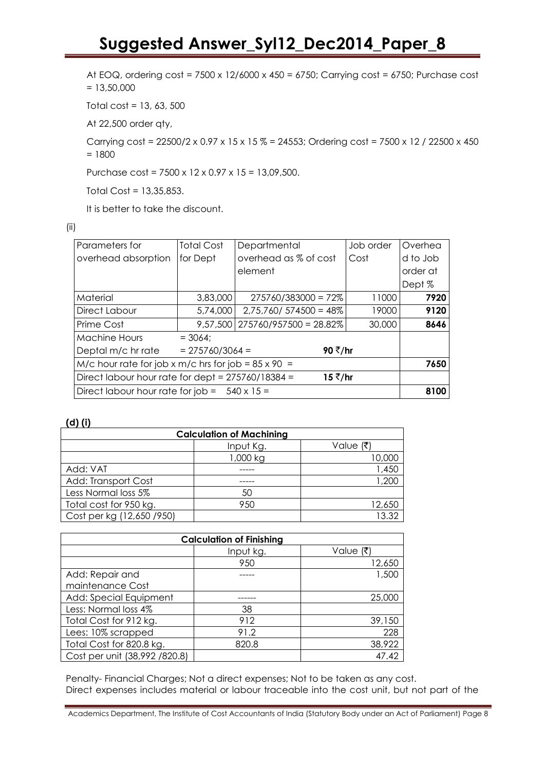At EOQ, ordering cost = 7500 x 12/6000 x 450 = 6750; Carrying cost = 6750; Purchase cost = 13,50,000

Total cost = 13, 63, 500

At 22,500 order qty,

Carrying cost = 22500/2 x 0.97 x 15 x 15 % = 24553; Ordering cost = 7500 x 12 / 22500 x 450 = 1800

Purchase cost = 7500 x 12 x 0.97 x 15 = 13,09,500.

Total Cost = 13,35,853.

It is better to take the discount.

(ii)

| Parameters for overhead absorption | Total Cost for Dept | Departmental overhead as % of cost element | Job order Cost | Overhead to Job order at Dept % |
|---|---|---|---|---|
| Material | 3,83,000 | 275760/383000 = 72% | 11000 | **7920** |
| Direct Labour | 5,74,000 | 2,75,760/ 574500 = 48% | 19000 | **9120** |
| Prime Cost | 9,57,500 | 275760/957500 = 28.82% | 30,000 | **8646** |
| Machine Hours | = 3064; | | | |
| Deptal m/c hr rate | = 275760/3064 = | **90 ₹/hr** | | |
| M/c hour rate for job x m/c hrs for job = 85 x 90 = | | | | **7650** |
| Direct labour hour rate for dept = 275760/18384 = | | **15 ₹/hr** | | |
| Direct labour hour rate for job = 540 x 15 = | | | | **8100** |

**(d) (i)**

| **Calculation of Machining** | | |
|---|---|---|
| | Input Kg. | Value (₹) |
| | 1,000 kg | 10,000 |
| Add: VAT | ----- | 1,450 |
| Add: Transport Cost | ----- | 1,200 |
| Less Normal loss 5% | 50 | |
| Total cost for 950 kg. | 950 | 12,650 |
| Cost per kg (12,650 /950) | | 13.32 |

| **Calculation of Finishing** | | |
|---|---|---|
| | Input kg. | Value (₹) |
| | 950 | 12,650 |
| Add: Repair and maintenance Cost | ----- | 1,500 |
| Add: Special Equipment | ------ | 25,000 |
| Less: Normal loss 4% | 38 | |
| Total Cost for 912 kg. | 912 | 39,150 |
| Lees: 10% scrapped | 91.2 | 228 |
| Total Cost for 820.8 kg. | 820.8 | 38,922 |
| Cost per unit (38,992 /820.8) | | 47.42 |

Penalty- Financial Charges; Not a direct expenses; Not to be taken as any cost.
Direct expenses includes material or labour traceable into the cost unit, but not part of the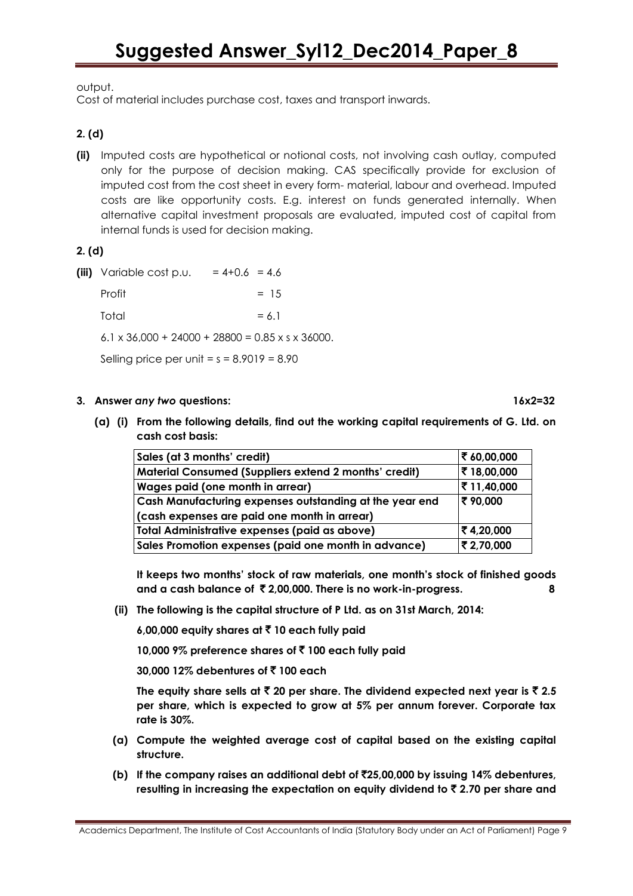output.

Cost of material includes purchase cost, taxes and transport inwards.

**2. (d)**

**(ii)** Imputed costs are hypothetical or notional costs, not involving cash outlay, computed only for the purpose of decision making. CAS specifically provide for exclusion of imputed cost from the cost sheet in every form- material, labour and overhead. Imputed costs are like opportunity costs. E.g. interest on funds generated internally. When alternative capital investment proposals are evaluated, imputed cost of capital from internal funds is used for decision making.

**2. (d)**

**(iii)** Variable cost p.u. = 4+0.6 = 4.6

Profit = 15

Total = 6.1

6.1 x 36,000 + 24000 + 28800 = 0.85 x s x 36000.

Selling price per unit = s = 8.9019 = 8.90

**3. Answer *any two* questions: 16x2=32**

**(a) (i) From the following details, find out the working capital requirements of G. Ltd. on cash cost basis:**

| | |
|---|---|
| **Sales (at 3 months' credit)** | **₹ 60,00,000** |
| **Material Consumed (Suppliers extend 2 months' credit)** | **₹ 18,00,000** |
| **Wages paid (one month in arrear)** | **₹ 11,40,000** |
| **Cash Manufacturing expenses outstanding at the year end (cash expenses are paid one month in arrear)** | **₹ 90,000** |
| **Total Administrative expenses (paid as above)** | **₹ 4,20,000** |
| **Sales Promotion expenses (paid one month in advance)** | **₹ 2,70,000** |

**It keeps two months' stock of raw materials, one month's stock of finished goods and a cash balance of ₹ 2,00,000. There is no work-in-progress. 8**

**(ii) The following is the capital structure of P Ltd. as on 31st March, 2014:**

**6,00,000 equity shares at ₹ 10 each fully paid**

**10,000 9% preference shares of ₹ 100 each fully paid**

**30,000 12% debentures of ₹ 100 each**

**The equity share sells at ₹ 20 per share. The dividend expected next year is ₹ 2.5 per share, which is expected to grow at 5% per annum forever. Corporate tax rate is 30%.**

**(a) Compute the weighted average cost of capital based on the existing capital structure.**

**(b) If the company raises an additional debt of ₹25,00,000 by issuing 14% debentures, resulting in increasing the expectation on equity dividend to ₹ 2.70 per share and**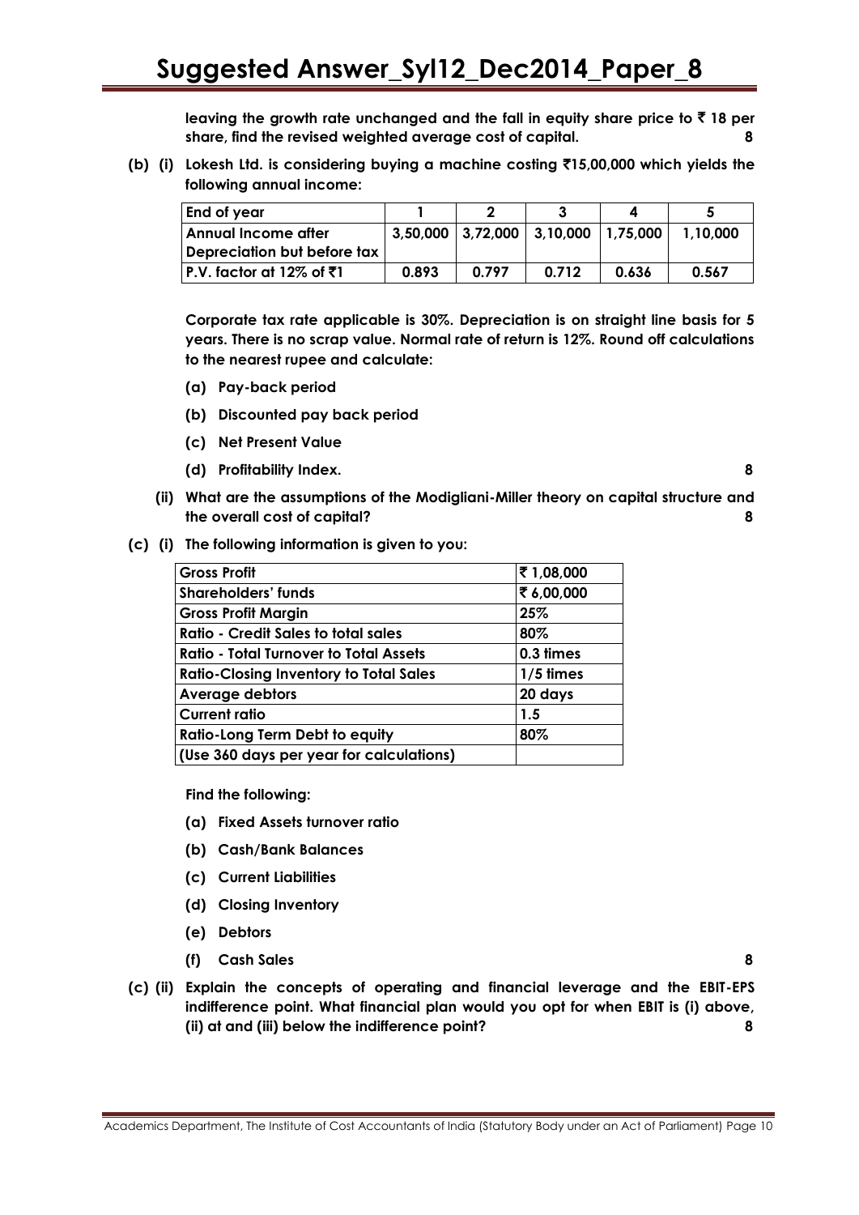**leaving the growth rate unchanged and the fall in equity share price to ₹ 18 per share, find the revised weighted average cost of capital.** **8**

**(b) (i) Lokesh Ltd. is considering buying a machine costing ₹15,00,000 which yields the following annual income:**

| End of year | 1 | 2 | 3 | 4 | 5 |
|---|---|---|---|---|---|
| Annual Income after Depreciation but before tax | 3,50,000 | 3,72,000 | 3,10,000 | 1,75,000 | 1,10,000 |
| P.V. factor at 12% of ₹1 | 0.893 | 0.797 | 0.712 | 0.636 | 0.567 |

**Corporate tax rate applicable is 30%. Depreciation is on straight line basis for 5 years. There is no scrap value. Normal rate of return is 12%. Round off calculations to the nearest rupee and calculate:**

- **(a) Pay-back period**
- **(b) Discounted pay back period**
- **(c) Net Present Value**
- **(d) Profitability Index.** **8**

**(ii) What are the assumptions of the Modigliani-Miller theory on capital structure and the overall cost of capital?** **8**

**(c) (i) The following information is given to you:**

| Gross Profit | ₹ 1,08,000 |
|---|---|
| Shareholders' funds | ₹ 6,00,000 |
| Gross Profit Margin | 25% |
| Ratio - Credit Sales to total sales | 80% |
| Ratio - Total Turnover to Total Assets | 0.3 times |
| Ratio-Closing Inventory to Total Sales | 1/5 times |
| Average debtors | 20 days |
| Current ratio | 1.5 |
| Ratio-Long Term Debt to equity | 80% |
| (Use 360 days per year for calculations) | |

**Find the following:**

- **(a) Fixed Assets turnover ratio**
- **(b) Cash/Bank Balances**
- **(c) Current Liabilities**
- **(d) Closing Inventory**
- **(e) Debtors**
- **(f) Cash Sales** **8**

**(c) (ii) Explain the concepts of operating and financial leverage and the EBIT-EPS indifference point. What financial plan would you opt for when EBIT is (i) above, (ii) at and (iii) below the indifference point?** **8**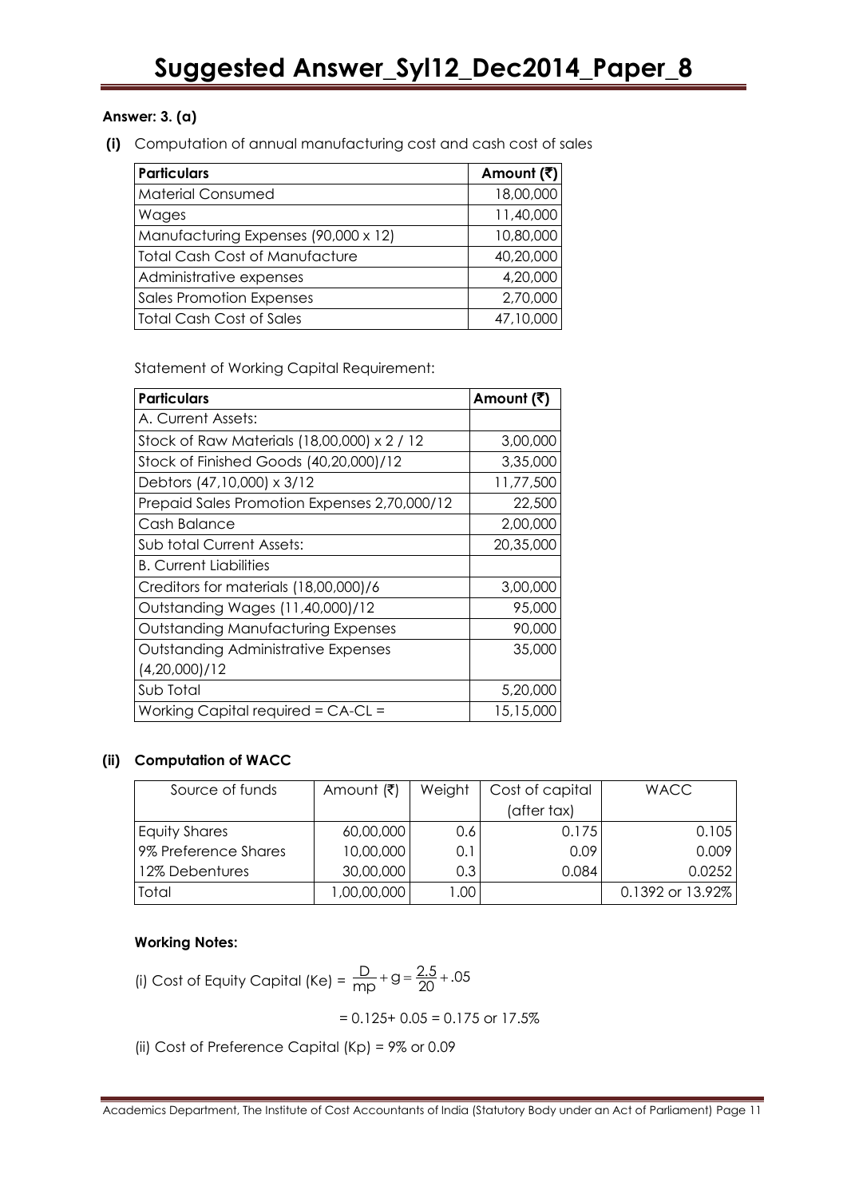**Answer: 3. (a)**

**(i)** Computation of annual manufacturing cost and cash cost of sales

| Particulars | Amount (₹) |
|---|---|
| Material Consumed | 18,00,000 |
| Wages | 11,40,000 |
| Manufacturing Expenses (90,000 x 12) | 10,80,000 |
| Total Cash Cost of Manufacture | 40,20,000 |
| Administrative expenses | 4,20,000 |
| Sales Promotion Expenses | 2,70,000 |
| Total Cash Cost of Sales | 47,10,000 |

Statement of Working Capital Requirement:

| Particulars | Amount (₹) |
|---|---|
| A. Current Assets: | |
| Stock of Raw Materials (18,00,000) x 2 / 12 | 3,00,000 |
| Stock of Finished Goods (40,20,000)/12 | 3,35,000 |
| Debtors (47,10,000) x 3/12 | 11,77,500 |
| Prepaid Sales Promotion Expenses 2,70,000/12 | 22,500 |
| Cash Balance | 2,00,000 |
| Sub total Current Assets: | 20,35,000 |
| B. Current Liabilities | |
| Creditors for materials (18,00,000)/6 | 3,00,000 |
| Outstanding Wages (11,40,000)/12 | 95,000 |
| Outstanding Manufacturing Expenses | 90,000 |
| Outstanding Administrative Expenses (4,20,000)/12 | 35,000 |
| Sub Total | 5,20,000 |
| Working Capital required = CA-CL = | 15,15,000 |

**(ii) Computation of WACC**

| Source of funds | Amount (₹) | Weight | Cost of capital (after tax) | WACC |
|---|---|---|---|---|
| Equity Shares | 60,00,000 | 0.6 | 0.175 | 0.105 |
| 9% Preference Shares | 10,00,000 | 0.1 | 0.09 | 0.009 |
| 12% Debentures | 30,00,000 | 0.3 | 0.084 | 0.0252 |
| Total | 1,00,00,000 | 1.00 | | 0.1392 or 13.92% |

**Working Notes:**

(i) Cost of Equity Capital (Ke) = $\frac{D}{mp} + g = \frac{2.5}{20} + .05$

= 0.125+ 0.05 = 0.175 or 17.5%

(ii) Cost of Preference Capital (Kp) = 9% or 0.09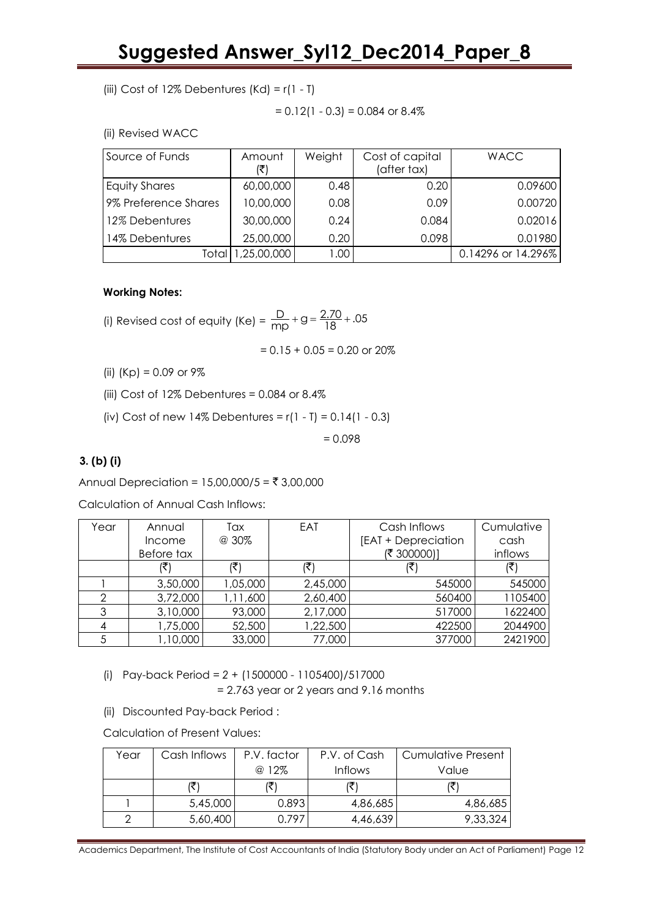(iii) Cost of 12% Debentures (Kd) = r(1 - T)

$= 0.12(1 - 0.3) = 0.084$ or 8.4%

(ii) Revised WACC

| Source of Funds | Amount (₹) | Weight | Cost of capital (after tax) | WACC |
|---|---|---|---|---|
| Equity Shares | 60,00,000 | 0.48 | 0.20 | 0.09600 |
| 9% Preference Shares | 10,00,000 | 0.08 | 0.09 | 0.00720 |
| 12% Debentures | 30,00,000 | 0.24 | 0.084 | 0.02016 |
| 14% Debentures | 25,00,000 | 0.20 | 0.098 | 0.01980 |
| Total | 1,25,00,000 | 1.00 | | 0.14296 or 14.296% |

**Working Notes:**

(i) Revised cost of equity (Ke) = $\frac{D}{mp} + g = \frac{2.70}{18} + .05$

$= 0.15 + 0.05 = 0.20$ or 20%

(ii) (Kp) = 0.09 or 9%

(iii) Cost of 12% Debentures = 0.084 or 8.4%

(iv) Cost of new 14% Debentures = $r(1 - T) = 0.14(1 - 0.3)$

$= 0.098$

**3. (b) (i)**

Annual Depreciation = 15,00,000/5 = ₹ 3,00,000

Calculation of Annual Cash Inflows:

| Year | Annual Income Before tax | Tax @ 30% | EAT | Cash Inflows [EAT + Depreciation (₹ 300000)] | Cumulative cash inflows |
|---|---|---|---|---|---|
| | (₹) | (₹) | (₹) | (₹) | (₹) |
| 1 | 3,50,000 | 1,05,000 | 2,45,000 | 545000 | 545000 |
| 2 | 3,72,000 | 1,11,600 | 2,60,400 | 560400 | 1105400 |
| 3 | 3,10,000 | 93,000 | 2,17,000 | 517000 | 1622400 |
| 4 | 1,75,000 | 52,500 | 1,22,500 | 422500 | 2044900 |
| 5 | 1,10,000 | 33,000 | 77,000 | 377000 | 2421900 |

(i) Pay-back Period = 2 + (1500000 - 1105400)/517000
= 2.763 year or 2 years and 9.16 months

(ii) Discounted Pay-back Period :

Calculation of Present Values:

| Year | Cash Inflows | P.V. factor @ 12% | P.V. of Cash Inflows | Cumulative Present Value |
|---|---|---|---|---|
| | (₹) | (₹) | (₹) | (₹) |
| 1 | 5,45,000 | 0.893 | 4,86,685 | 4,86,685 |
| 2 | 5,60,400 | 0.797 | 4,46,639 | 9,33,324 |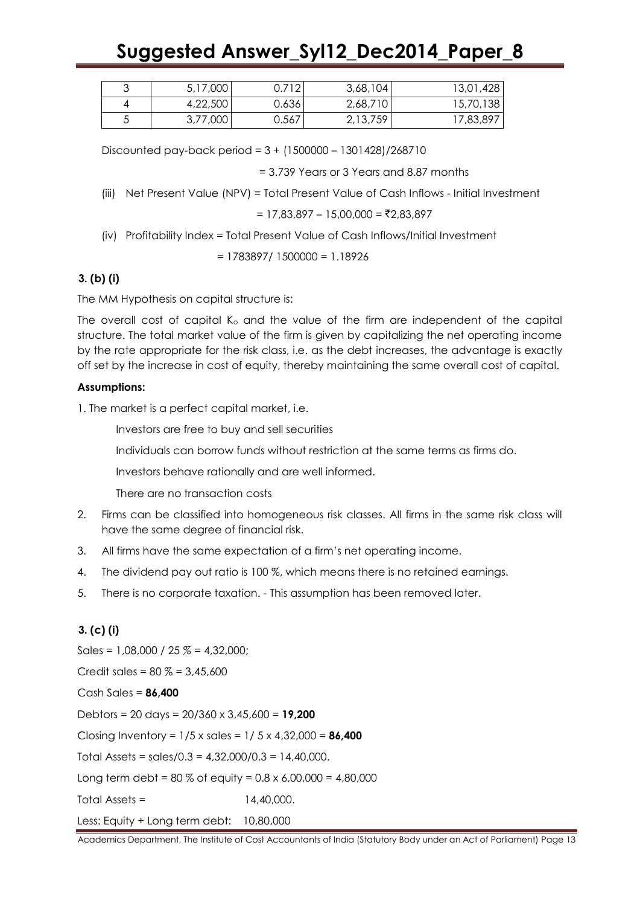| | | | | |
|---|---|---|---|---|
| 3 | 5,17,000 | 0.712 | 3,68,104 | 13,01,428 |
| 4 | 4,22,500 | 0.636 | 2,68,710 | 15,70,138 |
| 5 | 3,77,000 | 0.567 | 2,13,759 | 17,83,897 |

Discounted pay-back period = 3 + (1500000 – 1301428)/268710

= 3.739 Years or 3 Years and 8.87 months

(iii) Net Present Value (NPV) = Total Present Value of Cash Inflows - Initial Investment

= 17,83,897 – 15,00,000 = ₹2,83,897

(iv) Profitability Index = Total Present Value of Cash Inflows/Initial Investment

= 1783897/ 1500000 = 1.18926

### 3. (b) (i)

The MM Hypothesis on capital structure is:

The overall cost of capital $K_o$ and the value of the firm are independent of the capital structure. The total market value of the firm is given by capitalizing the net operating income by the rate appropriate for the risk class, i.e. as the debt increases, the advantage is exactly off set by the increase in cost of equity, thereby maintaining the same overall cost of capital.

**Assumptions:**

1. The market is a perfect capital market, i.e.

   Investors are free to buy and sell securities

   Individuals can borrow funds without restriction at the same terms as firms do.

   Investors behave rationally and are well informed.

   There are no transaction costs

2. Firms can be classified into homogeneous risk classes. All firms in the same risk class will have the same degree of financial risk.
3. All firms have the same expectation of a firm's net operating income.
4. The dividend pay out ratio is 100 %, which means there is no retained earnings.
5. There is no corporate taxation. - This assumption has been removed later.

### 3. (c) (i)

Sales = 1,08,000 / 25 % = 4,32,000;

Credit sales = 80 % = 3,45,600

Cash Sales = **86,400**

Debtors = 20 days = 20/360 x 3,45,600 = **19,200**

Closing Inventory = 1/5 x sales = 1/ 5 x 4,32,000 = **86,400**

Total Assets = sales/0.3 = 4,32,000/0.3 = 14,40,000.

Long term debt = 80 % of equity = 0.8 x 6,00,000 = 4,80,000

Total Assets = 14,40,000.

Less: Equity + Long term debt: 10,80,000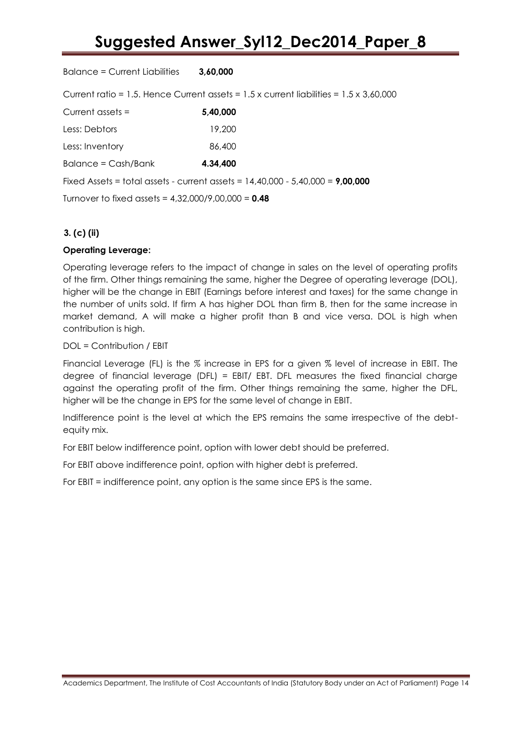| | |
|---|---|
| Balance = Current Liabilities | **3,60,000** |

Current ratio = 1.5. Hence Current assets = 1.5 x current liabilities = 1.5 x 3,60,000

| | |
|---|---|
| Current assets = | **5,40,000** |
| Less: Debtors | 19,200 |
| Less: Inventory | 86,400 |
| Balance = Cash/Bank | **4.34,400** |

Fixed Assets = total assets - current assets = 14,40,000 - 5,40,000 = **9,00,000**

Turnover to fixed assets = 4,32,000/9,00,000 = **0.48**

### 3. (c) (ii)

**Operating Leverage:**

Operating leverage refers to the impact of change in sales on the level of operating profits of the firm. Other things remaining the same, higher the Degree of operating leverage (DOL), higher will be the change in EBIT (Earnings before interest and taxes) for the same change in the number of units sold. If firm A has higher DOL than firm B, then for the same increase in market demand, A will make a higher profit than B and vice versa. DOL is high when contribution is high.

DOL = Contribution / EBIT

Financial Leverage (FL) is the % increase in EPS for a given % level of increase in EBIT. The degree of financial leverage (DFL) = EBIT/ EBT. DFL measures the fixed financial charge against the operating profit of the firm. Other things remaining the same, higher the DFL, higher will be the change in EPS for the same level of change in EBIT.

Indifference point is the level at which the EPS remains the same irrespective of the debt-equity mix.

For EBIT below indifference point, option with lower debt should be preferred.

For EBIT above indifference point, option with higher debt is preferred.

For EBIT = indifference point, any option is the same since EPS is the same.